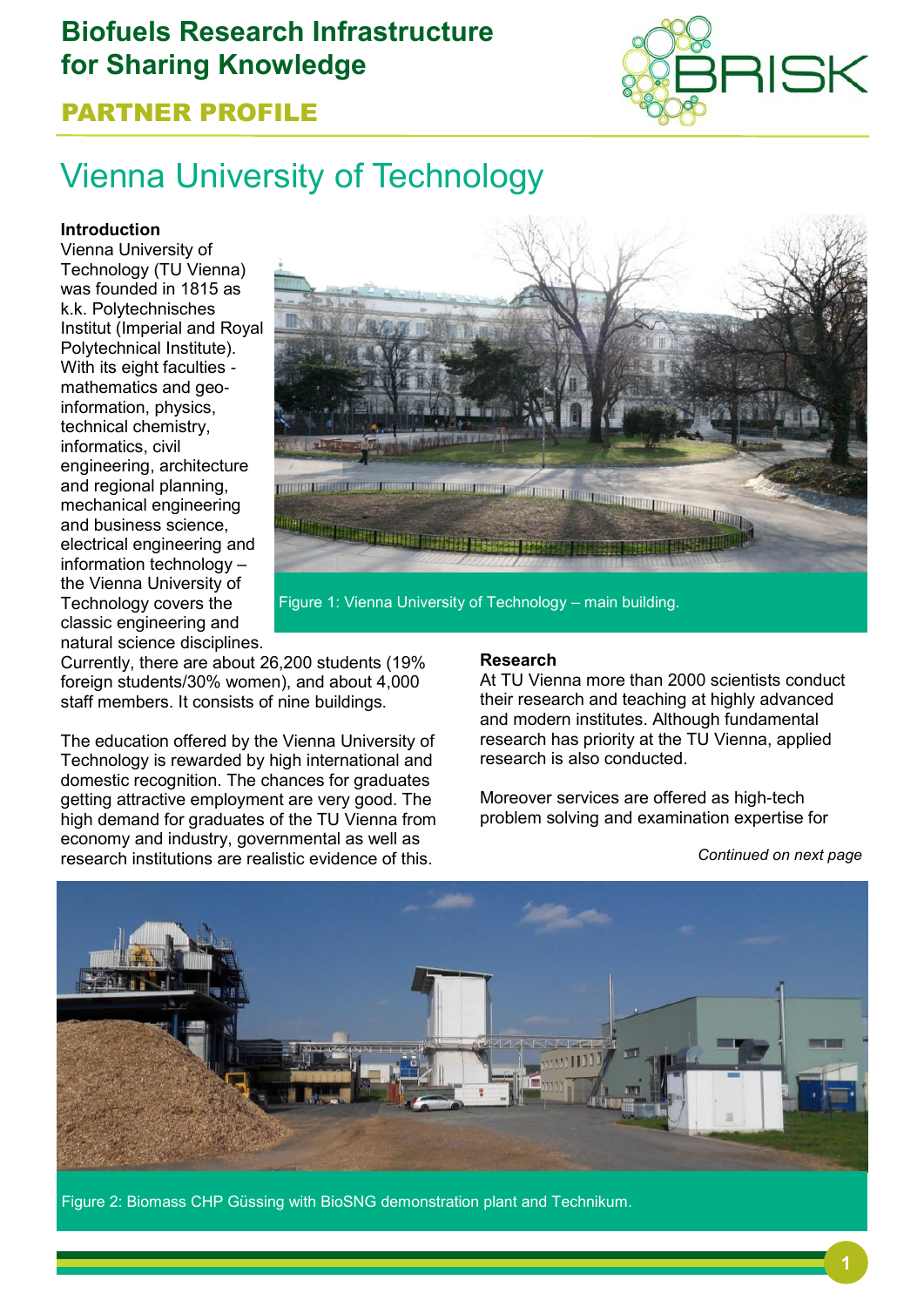# Biofuels Research Infrastructure for Sharing Knowledge

## PARTNER PROFILE

# Vienna University of Technology

**Introduction**

Vienna University of Technology (TU Vienna) was founded in 1815 as k.k. Polytechnisches Institut (Imperial and Royal Polytechnical Institute). With its eight faculties - mathematics and geo-information, physics, technical chemistry, informatics, civil engineering, architecture and regional planning, mechanical engineering and business science, electrical engineering and information technology – the Vienna University of Technology covers the classic engineering and natural science disciplines. Currently, there are about 26,200 students (19% foreign students/30% women), and about 4,000 staff members. It consists of nine buildings.

Figure 1: Vienna University of Technology – main building.

The education offered by the Vienna University of Technology is rewarded by high international and domestic recognition. The chances for graduates getting attractive employment are very good. The high demand for graduates of the TU Vienna from economy and industry, governmental as well as research institutions are realistic evidence of this.

**Research**

At TU Vienna more than 2000 scientists conduct their research and teaching at highly advanced and modern institutes. Although fundamental research has priority at the TU Vienna, applied research is also conducted.

Moreover services are offered as high-tech problem solving and examination expertise for

*Continued on next page*

Figure 2: Biomass CHP Güssing with BioSNG demonstration plant and Technikum.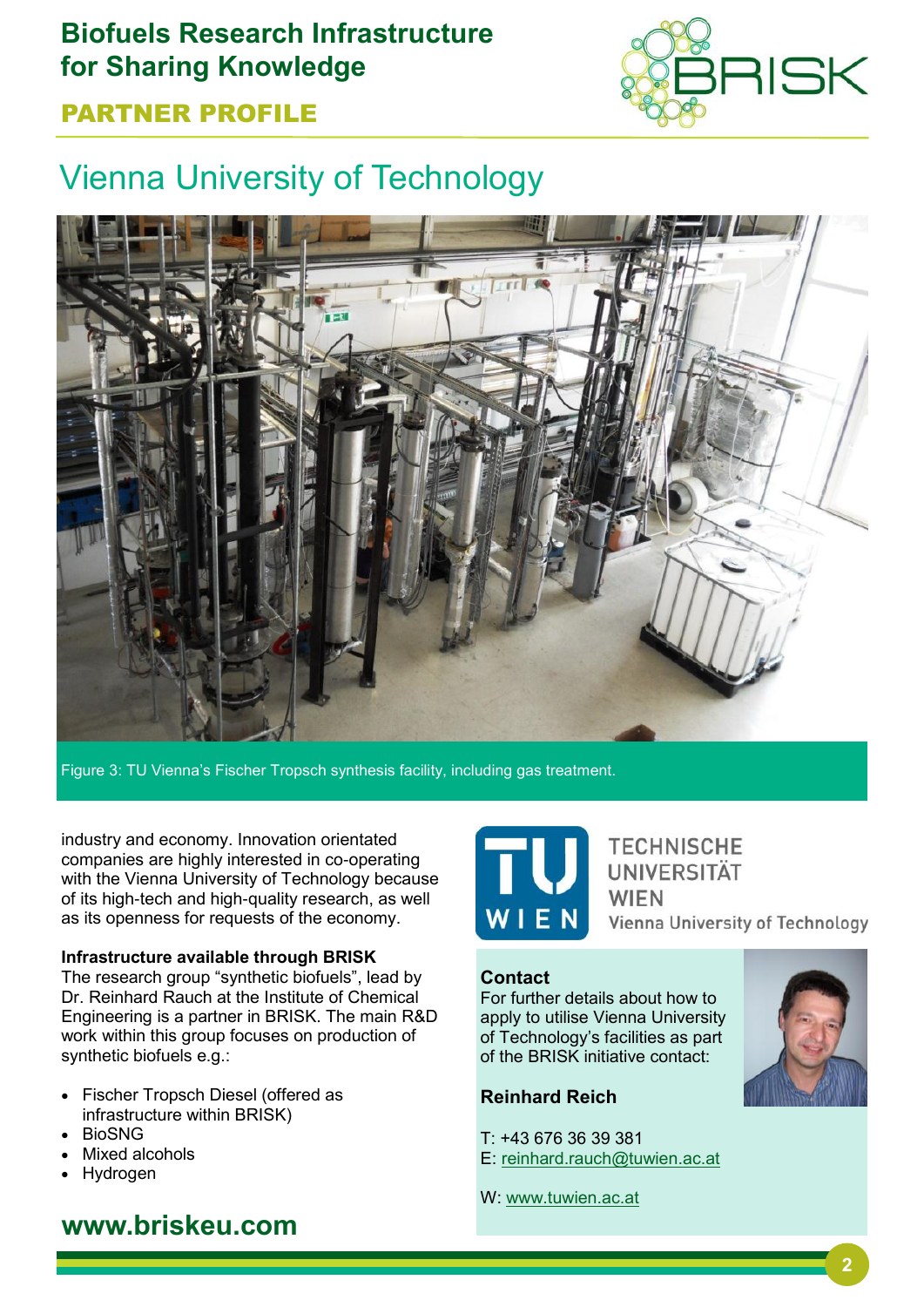Biofuels Research Infrastructure for Sharing Knowledge

**PARTNER PROFILE**

# Vienna University of Technology

Figure 3: TU Vienna's Fischer Tropsch synthesis facility, including gas treatment.

industry and economy. Innovation orientated companies are highly interested in co-operating with the Vienna University of Technology because of its high-tech and high-quality research, as well as its openness for requests of the economy.

**Infrastructure available through BRISK**

The research group "synthetic biofuels", lead by Dr. Reinhard Rauch at the Institute of Chemical Engineering is a partner in BRISK. The main R&D work within this group focuses on production of synthetic biofuels e.g.:

- Fischer Tropsch Diesel (offered as infrastructure within BRISK)
- BioSNG
- Mixed alcohols
- Hydrogen

TECHNISCHE UNIVERSITÄT WIEN
Vienna University of Technology

**Contact**

For further details about how to apply to utilise Vienna University of Technology's facilities as part of the BRISK initiative contact:

**Reinhard Reich**

T: +43 676 36 39 381
E: reinhard.rauch@tuwien.ac.at

W: www.tuwien.ac.at

## www.briskeu.com